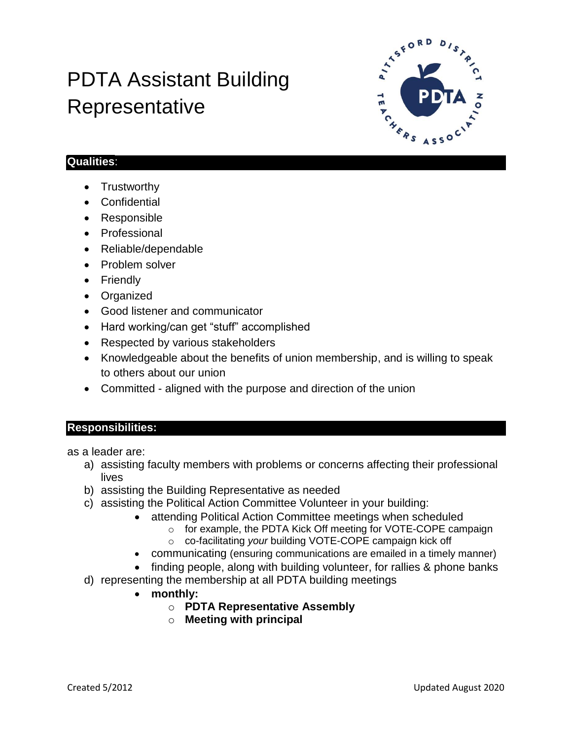# PDTA Assistant Building Representative

## Qualities:

- Trustworthy
- Confidential
- Responsible
- Professional
- Reliable/dependable
- Problem solver
- Friendly
- Organized
- Good listener and communicator
- Hard working/can get "stuff" accomplished
- Respected by various stakeholders
- Knowledgeable about the benefits of union membership, and is willing to speak to others about our union
- Committed - aligned with the purpose and direction of the union

## Responsibilities:

as a leader are:

a) assisting faculty members with problems or concerns affecting their professional lives
b) assisting the Building Representative as needed
c) assisting the Political Action Committee Volunteer in your building:
    - attending Political Action Committee meetings when scheduled
        - for example, the PDTA Kick Off meeting for VOTE-COPE campaign
        - co-facilitating *your* building VOTE-COPE campaign kick off
    - communicating (ensuring communications are emailed in a timely manner)
    - finding people, along with building volunteer, for rallies & phone banks
d) representing the membership at all PDTA building meetings
    - **monthly:**
        - **PDTA Representative Assembly**
        - **Meeting with principal**

Created 5/2012 Updated August 2020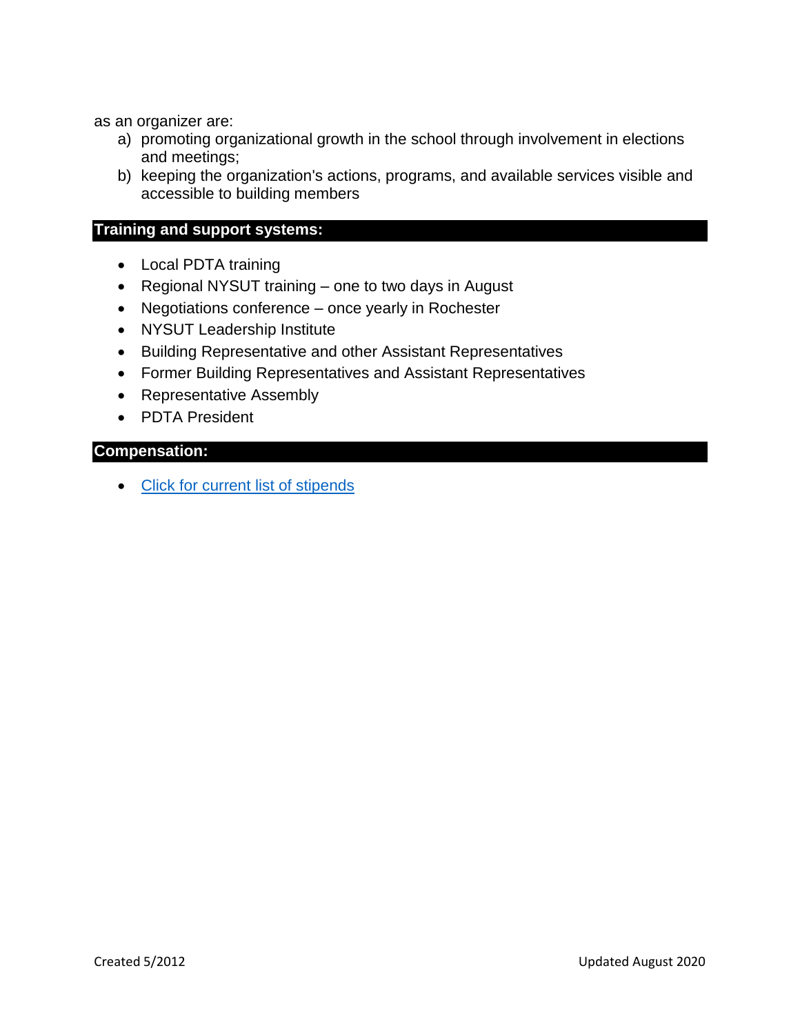as an organizer are:

a) promoting organizational growth in the school through involvement in elections and meetings;
b) keeping the organization's actions, programs, and available services visible and accessible to building members

## Training and support systems:

- Local PDTA training
- Regional NYSUT training – one to two days in August
- Negotiations conference – once yearly in Rochester
- NYSUT Leadership Institute
- Building Representative and other Assistant Representatives
- Former Building Representatives and Assistant Representatives
- Representative Assembly
- PDTA President

## Compensation:

- Click for current list of stipends

Created 5/2012 Updated August 2020